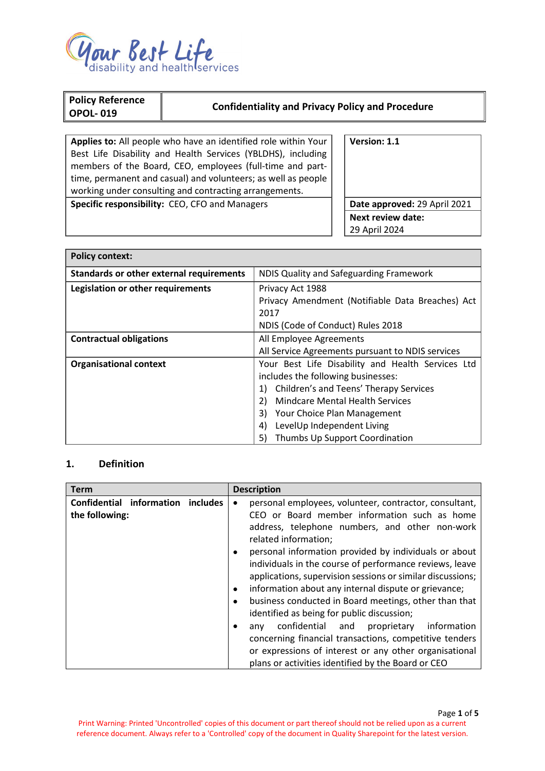Your Best Life disability and health services

| Policy Reference OPOL- 019 | Confidentiality and Privacy Policy and Procedure |
|---|---|

| | |
|---|---|
| **Applies to:** All people who have an identified role within Your Best Life Disability and Health Services (YBLDHS), including members of the Board, CEO, employees (full-time and part-time, permanent and casual) and volunteers; as well as people working under consulting and contracting arrangements. | **Version: 1.1** |
| **Specific responsibility:** CEO, CFO and Managers | **Date approved:** 29 April 2021<br>**Next review date:** 29 April 2024 |

| **Policy context:** | |
|---|---|
| **Standards or other external requirements** | NDIS Quality and Safeguarding Framework |
| **Legislation or other requirements** | Privacy Act 1988<br>Privacy Amendment (Notifiable Data Breaches) Act 2017<br>NDIS (Code of Conduct) Rules 2018 |
| **Contractual obligations** | All Employee Agreements<br>All Service Agreements pursuant to NDIS services |
| **Organisational context** | Your Best Life Disability and Health Services Ltd includes the following businesses:<br>1) Children's and Teens' Therapy Services<br>2) Mindcare Mental Health Services<br>3) Your Choice Plan Management<br>4) LevelUp Independent Living<br>5) Thumbs Up Support Coordination |

## 1. Definition

| Term | Description |
|---|---|
| **Confidential information includes the following:** | • personal employees, volunteer, contractor, consultant, CEO or Board member information such as home address, telephone numbers, and other non-work related information;<br>• personal information provided by individuals or about individuals in the course of performance reviews, leave applications, supervision sessions or similar discussions;<br>• information about any internal dispute or grievance;<br>• business conducted in Board meetings, other than that identified as being for public discussion;<br>• any confidential and proprietary information concerning financial transactions, competitive tenders or expressions of interest or any other organisational plans or activities identified by the Board or CEO |

Print Warning: Printed 'Uncontrolled' copies of this document or part thereof should not be relied upon as a current reference document. Always refer to a 'Controlled' copy of the document in Quality Sharepoint for the latest version.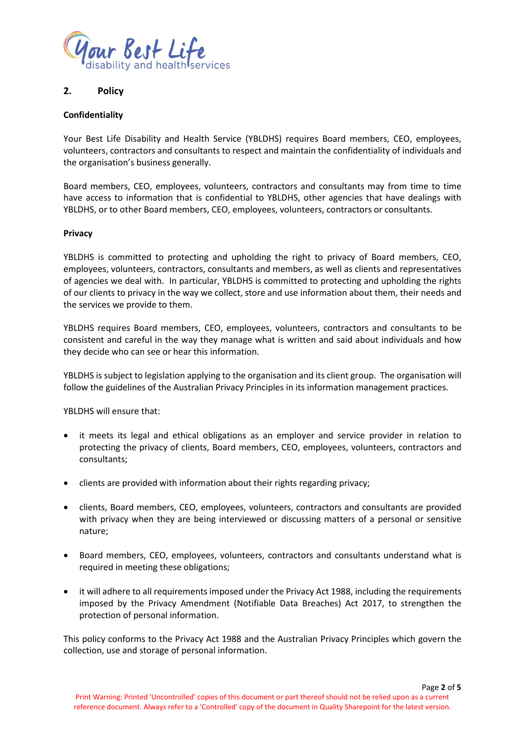## 2. Policy

**Confidentiality**

Your Best Life Disability and Health Service (YBLDHS) requires Board members, CEO, employees, volunteers, contractors and consultants to respect and maintain the confidentiality of individuals and the organisation's business generally.

Board members, CEO, employees, volunteers, contractors and consultants may from time to time have access to information that is confidential to YBLDHS, other agencies that have dealings with YBLDHS, or to other Board members, CEO, employees, volunteers, contractors or consultants.

**Privacy**

YBLDHS is committed to protecting and upholding the right to privacy of Board members, CEO, employees, volunteers, contractors, consultants and members, as well as clients and representatives of agencies we deal with. In particular, YBLDHS is committed to protecting and upholding the rights of our clients to privacy in the way we collect, store and use information about them, their needs and the services we provide to them.

YBLDHS requires Board members, CEO, employees, volunteers, contractors and consultants to be consistent and careful in the way they manage what is written and said about individuals and how they decide who can see or hear this information.

YBLDHS is subject to legislation applying to the organisation and its client group. The organisation will follow the guidelines of the Australian Privacy Principles in its information management practices.

YBLDHS will ensure that:

- it meets its legal and ethical obligations as an employer and service provider in relation to protecting the privacy of clients, Board members, CEO, employees, volunteers, contractors and consultants;
- clients are provided with information about their rights regarding privacy;
- clients, Board members, CEO, employees, volunteers, contractors and consultants are provided with privacy when they are being interviewed or discussing matters of a personal or sensitive nature;
- Board members, CEO, employees, volunteers, contractors and consultants understand what is required in meeting these obligations;
- it will adhere to all requirements imposed under the Privacy Act 1988, including the requirements imposed by the Privacy Amendment (Notifiable Data Breaches) Act 2017, to strengthen the protection of personal information.

This policy conforms to the Privacy Act 1988 and the Australian Privacy Principles which govern the collection, use and storage of personal information.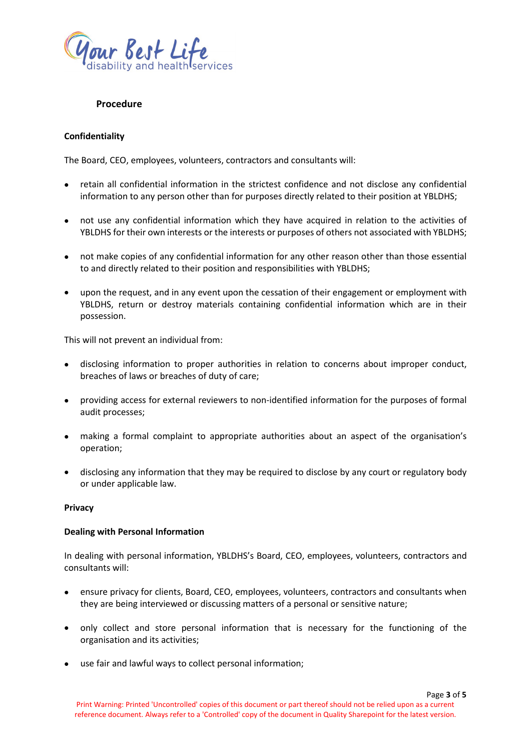**Procedure**

**Confidentiality**

The Board, CEO, employees, volunteers, contractors and consultants will:

- retain all confidential information in the strictest confidence and not disclose any confidential information to any person other than for purposes directly related to their position at YBLDHS;
- not use any confidential information which they have acquired in relation to the activities of YBLDHS for their own interests or the interests or purposes of others not associated with YBLDHS;
- not make copies of any confidential information for any other reason other than those essential to and directly related to their position and responsibilities with YBLDHS;
- upon the request, and in any event upon the cessation of their engagement or employment with YBLDHS, return or destroy materials containing confidential information which are in their possession.

This will not prevent an individual from:

- disclosing information to proper authorities in relation to concerns about improper conduct, breaches of laws or breaches of duty of care;
- providing access for external reviewers to non-identified information for the purposes of formal audit processes;
- making a formal complaint to appropriate authorities about an aspect of the organisation's operation;
- disclosing any information that they may be required to disclose by any court or regulatory body or under applicable law.

**Privacy**

**Dealing with Personal Information**

In dealing with personal information, YBLDHS's Board, CEO, employees, volunteers, contractors and consultants will:

- ensure privacy for clients, Board, CEO, employees, volunteers, contractors and consultants when they are being interviewed or discussing matters of a personal or sensitive nature;
- only collect and store personal information that is necessary for the functioning of the organisation and its activities;
- use fair and lawful ways to collect personal information;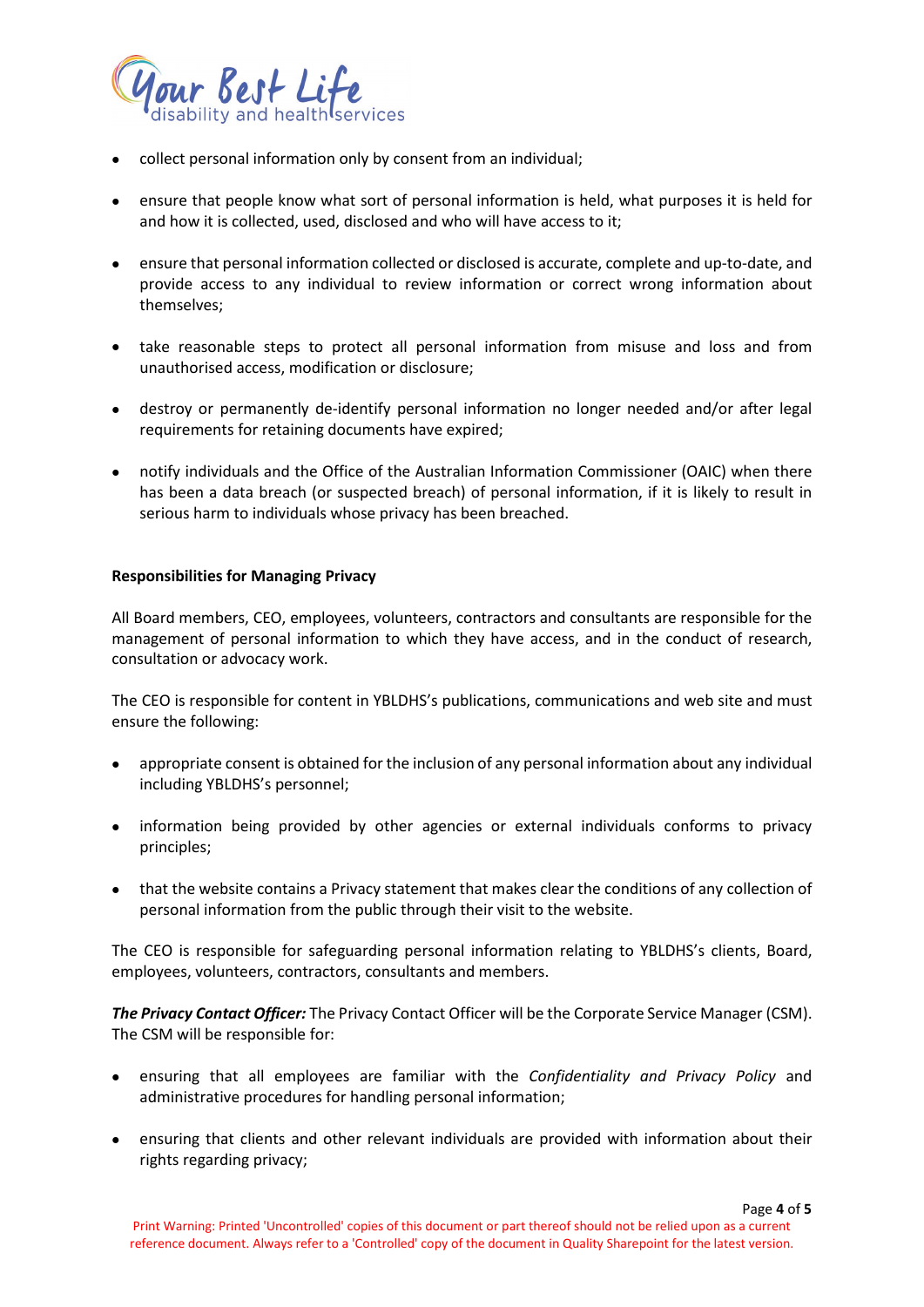- collect personal information only by consent from an individual;
- ensure that people know what sort of personal information is held, what purposes it is held for and how it is collected, used, disclosed and who will have access to it;
- ensure that personal information collected or disclosed is accurate, complete and up-to-date, and provide access to any individual to review information or correct wrong information about themselves;
- take reasonable steps to protect all personal information from misuse and loss and from unauthorised access, modification or disclosure;
- destroy or permanently de-identify personal information no longer needed and/or after legal requirements for retaining documents have expired;
- notify individuals and the Office of the Australian Information Commissioner (OAIC) when there has been a data breach (or suspected breach) of personal information, if it is likely to result in serious harm to individuals whose privacy has been breached.

**Responsibilities for Managing Privacy**

All Board members, CEO, employees, volunteers, contractors and consultants are responsible for the management of personal information to which they have access, and in the conduct of research, consultation or advocacy work.

The CEO is responsible for content in YBLDHS's publications, communications and web site and must ensure the following:

- appropriate consent is obtained for the inclusion of any personal information about any individual including YBLDHS's personnel;
- information being provided by other agencies or external individuals conforms to privacy principles;
- that the website contains a Privacy statement that makes clear the conditions of any collection of personal information from the public through their visit to the website.

The CEO is responsible for safeguarding personal information relating to YBLDHS's clients, Board, employees, volunteers, contractors, consultants and members.

***The Privacy Contact Officer:*** The Privacy Contact Officer will be the Corporate Service Manager (CSM). The CSM will be responsible for:

- ensuring that all employees are familiar with the *Confidentiality and Privacy Policy* and administrative procedures for handling personal information;
- ensuring that clients and other relevant individuals are provided with information about their rights regarding privacy;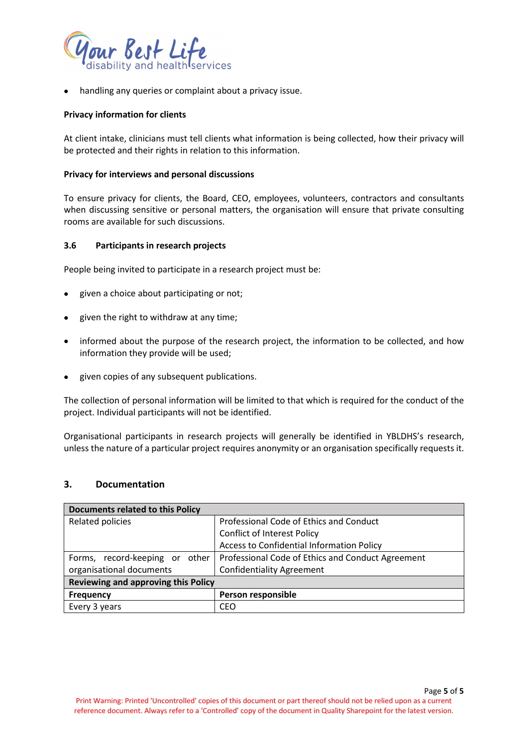- handling any queries or complaint about a privacy issue.

**Privacy information for clients**

At client intake, clinicians must tell clients what information is being collected, how their privacy will be protected and their rights in relation to this information.

**Privacy for interviews and personal discussions**

To ensure privacy for clients, the Board, CEO, employees, volunteers, contractors and consultants when discussing sensitive or personal matters, the organisation will ensure that private consulting rooms are available for such discussions.

### 3.6 Participants in research projects

People being invited to participate in a research project must be:

- given a choice about participating or not;
- given the right to withdraw at any time;
- informed about the purpose of the research project, the information to be collected, and how information they provide will be used;
- given copies of any subsequent publications.

The collection of personal information will be limited to that which is required for the conduct of the project. Individual participants will not be identified.

Organisational participants in research projects will generally be identified in YBLDHS's research, unless the nature of a particular project requires anonymity or an organisation specifically requests it.

## 3. Documentation

| | |
|---|---|
| **Documents related to this Policy** | |
| Related policies | Professional Code of Ethics and Conduct<br>Conflict of Interest Policy<br>Access to Confidential Information Policy |
| Forms, record-keeping or other organisational documents | Professional Code of Ethics and Conduct Agreement<br>Confidentiality Agreement |
| **Reviewing and approving this Policy** | |
| **Frequency** | **Person responsible** |
| Every 3 years | CEO |

Print Warning: Printed 'Uncontrolled' copies of this document or part thereof should not be relied upon as a current reference document. Always refer to a 'Controlled' copy of the document in Quality Sharepoint for the latest version.